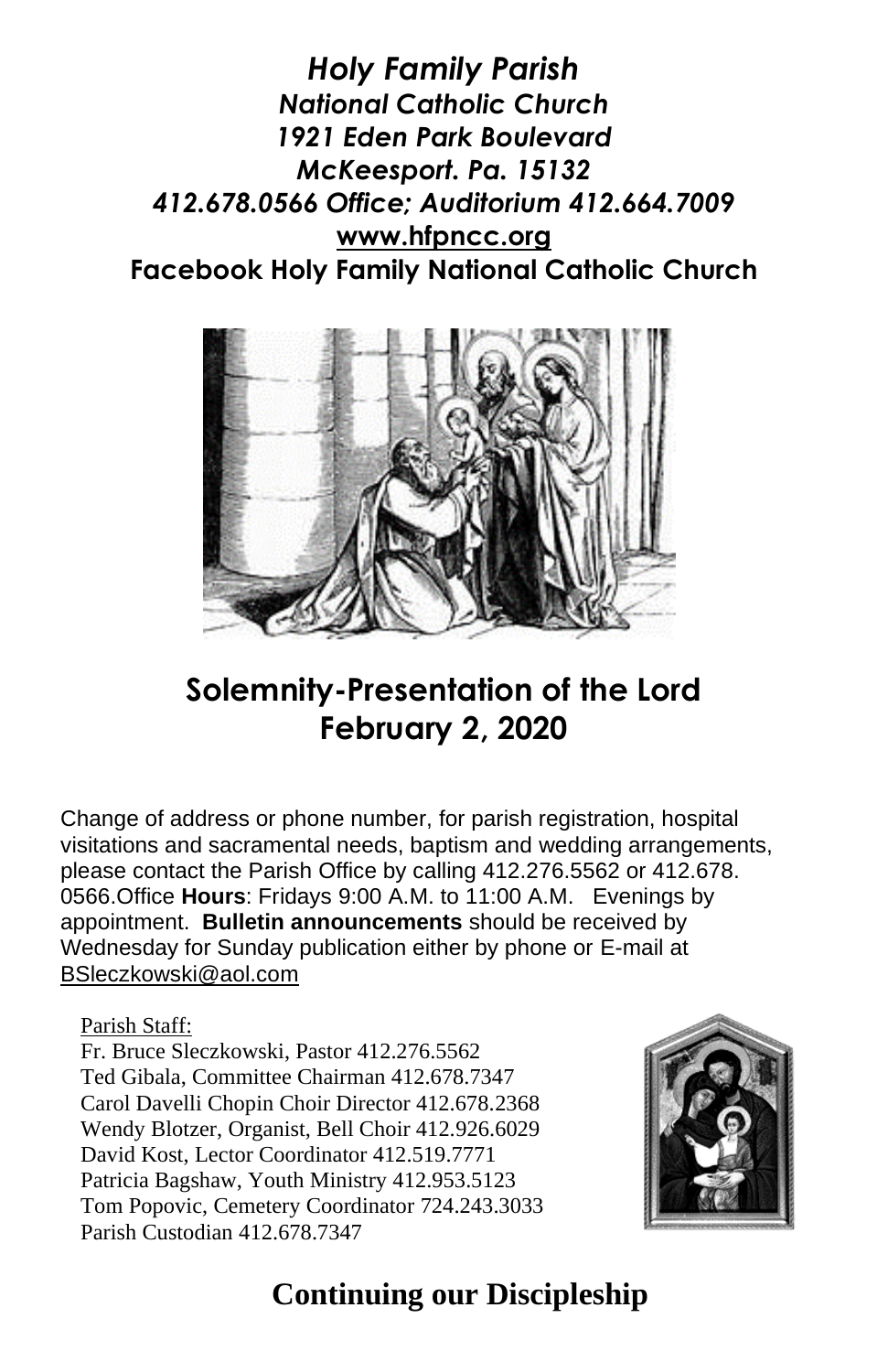***Holy Family Parish***
***National Catholic Church***
***1921 Eden Park Boulevard***
***McKeesport. Pa. 15132***
***412.678.0566 Office; Auditorium 412.664.7009***
**www.hfpncc.org**
**Facebook Holy Family National Catholic Church**

# Solemnity-Presentation of the Lord
# February 2, 2020

Change of address or phone number, for parish registration, hospital visitations and sacramental needs, baptism and wedding arrangements, please contact the Parish Office by calling 412.276.5562 or 412.678. 0566.Office **Hours**: Fridays 9:00 A.M. to 11:00 A.M. Evenings by appointment. **Bulletin announcements** should be received by Wednesday for Sunday publication either by phone or E-mail at BSleczkowski@aol.com

Parish Staff:
Fr. Bruce Sleczkowski, Pastor 412.276.5562
Ted Gibala, Committee Chairman 412.678.7347
Carol Davelli Chopin Choir Director 412.678.2368
Wendy Blotzer, Organist, Bell Choir 412.926.6029
David Kost, Lector Coordinator 412.519.7771
Patricia Bagshaw, Youth Ministry 412.953.5123
Tom Popovic, Cemetery Coordinator 724.243.3033
Parish Custodian 412.678.7347

## Continuing our Discipleship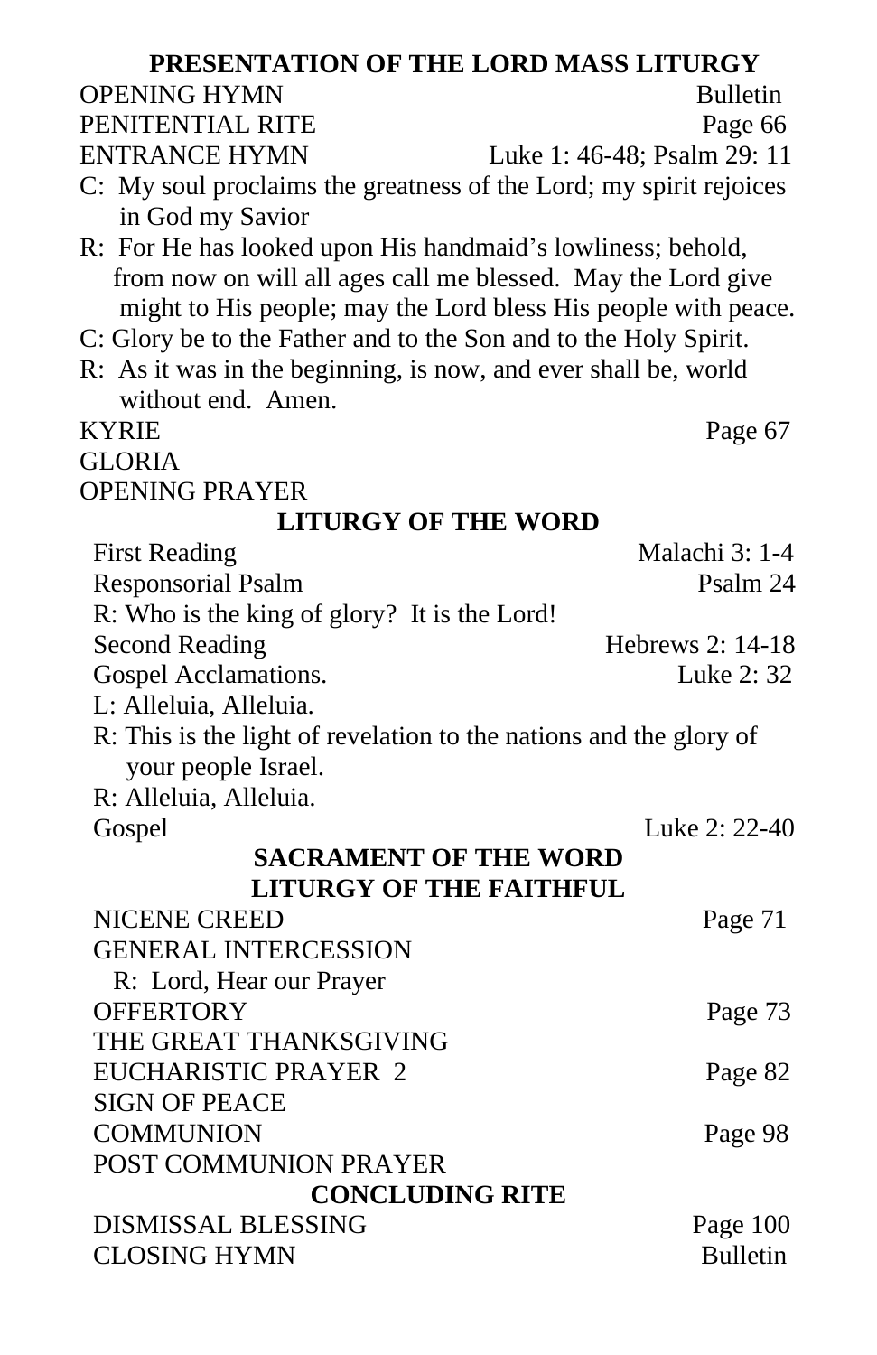## PRESENTATION OF THE LORD MASS LITURGY

OPENING HYMN Bulletin
PENITENTIAL RITE Page 66
ENTRANCE HYMN Luke 1: 46-48; Psalm 29: 11

C: My soul proclaims the greatness of the Lord; my spirit rejoices in God my Savior

R: For He has looked upon His handmaid's lowliness; behold, from now on will all ages call me blessed. May the Lord give might to His people; may the Lord bless His people with peace.

C: Glory be to the Father and to the Son and to the Holy Spirit.

R: As it was in the beginning, is now, and ever shall be, world without end. Amen.

KYRIE Page 67
GLORIA
OPENING PRAYER

### LITURGY OF THE WORD

First Reading Malachi 3: 1-4
Responsorial Psalm Psalm 24
R: Who is the king of glory? It is the Lord!
Second Reading Hebrews 2: 14-18
Gospel Acclamations. Luke 2: 32
L: Alleluia, Alleluia.
R: This is the light of revelation to the nations and the glory of your people Israel.
R: Alleluia, Alleluia.
Gospel Luke 2: 22-40

### SACRAMENT OF THE WORD
### LITURGY OF THE FAITHFUL

NICENE CREED Page 71
GENERAL INTERCESSION
R: Lord, Hear our Prayer
OFFERTORY Page 73
THE GREAT THANKSGIVING
EUCHARISTIC PRAYER 2 Page 82
SIGN OF PEACE
COMMUNION Page 98
POST COMMUNION PRAYER

### CONCLUDING RITE

DISMISSAL BLESSING Page 100
CLOSING HYMN Bulletin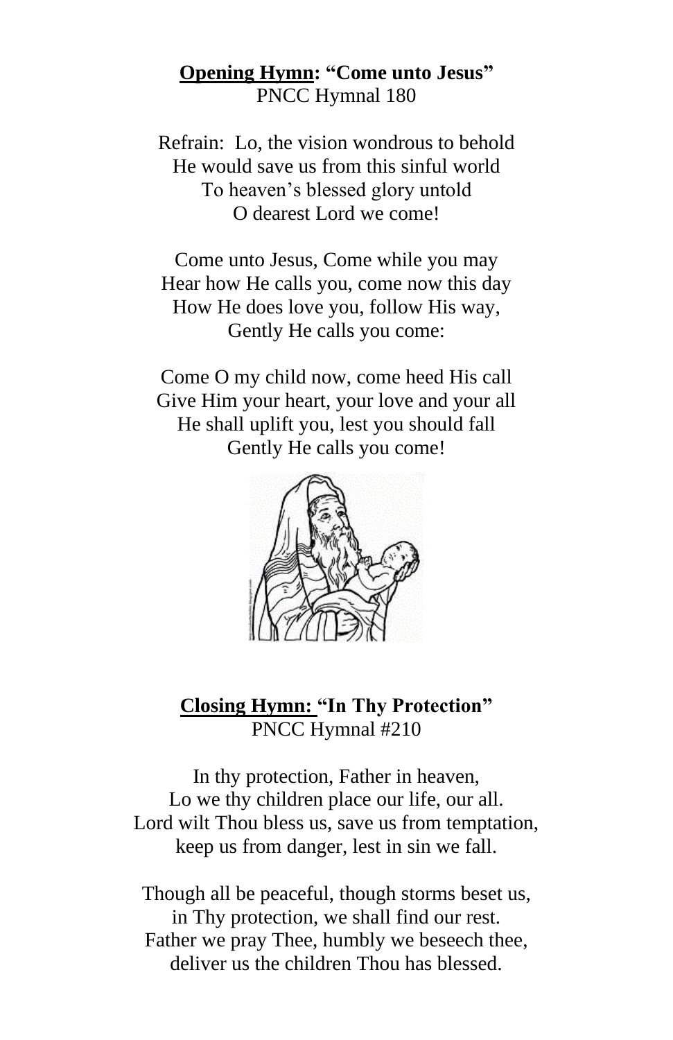**<u>Opening Hymn</u>: "Come unto Jesus"**
PNCC Hymnal 180

Refrain: Lo, the vision wondrous to behold
He would save us from this sinful world
To heaven's blessed glory untold
O dearest Lord we come!

Come unto Jesus, Come while you may
Hear how He calls you, come now this day
How He does love you, follow His way,
Gently He calls you come:

Come O my child now, come heed His call
Give Him your heart, your love and your all
He shall uplift you, lest you should fall
Gently He calls you come!

**<u>Closing Hymn:</u> "In Thy Protection"**
PNCC Hymnal #210

In thy protection, Father in heaven,
Lo we thy children place our life, our all.
Lord wilt Thou bless us, save us from temptation,
keep us from danger, lest in sin we fall.

Though all be peaceful, though storms beset us,
in Thy protection, we shall find our rest.
Father we pray Thee, humbly we beseech thee,
deliver us the children Thou has blessed.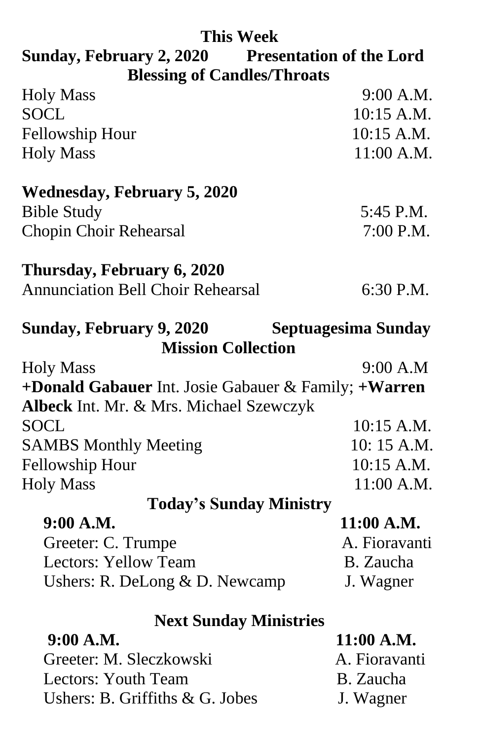## This Week

**Sunday, February 2, 2020 — Presentation of the Lord**

**Blessing of Candles/Throats**

| | |
|---|---|
| Holy Mass | 9:00 A.M. |
| SOCL | 10:15 A.M. |
| Fellowship Hour | 10:15 A.M. |
| Holy Mass | 11:00 A.M. |

**Wednesday, February 5, 2020**

| | |
|---|---|
| Bible Study | 5:45 P.M. |
| Chopin Choir Rehearsal | 7:00 P.M. |

**Thursday, February 6, 2020**

| | |
|---|---|
| Annunciation Bell Choir Rehearsal | 6:30 P.M. |

**Sunday, February 9, 2020 — Septuagesima Sunday**

**Mission Collection**

Holy Mass 9:00 A.M

**+Donald Gabauer** Int. Josie Gabauer & Family; **+Warren Albeck** Int. Mr. & Mrs. Michael Szewczyk

| | |
|---|---|
| SOCL | 10:15 A.M. |
| SAMBS Monthly Meeting | 10: 15 A.M. |
| Fellowship Hour | 10:15 A.M. |
| Holy Mass | 11:00 A.M. |

## Today's Sunday Ministry

| **9:00 A.M.** | **11:00 A.M.** |
|---|---|
| Greeter: C. Trumpe | A. Fioravanti |
| Lectors: Yellow Team | B. Zaucha |
| Ushers: R. DeLong & D. Newcamp | J. Wagner |

## Next Sunday Ministries

| **9:00 A.M.** | **11:00 A.M.** |
|---|---|
| Greeter: M. Sleczkowski | A. Fioravanti |
| Lectors: Youth Team | B. Zaucha |
| Ushers: B. Griffiths & G. Jobes | J. Wagner |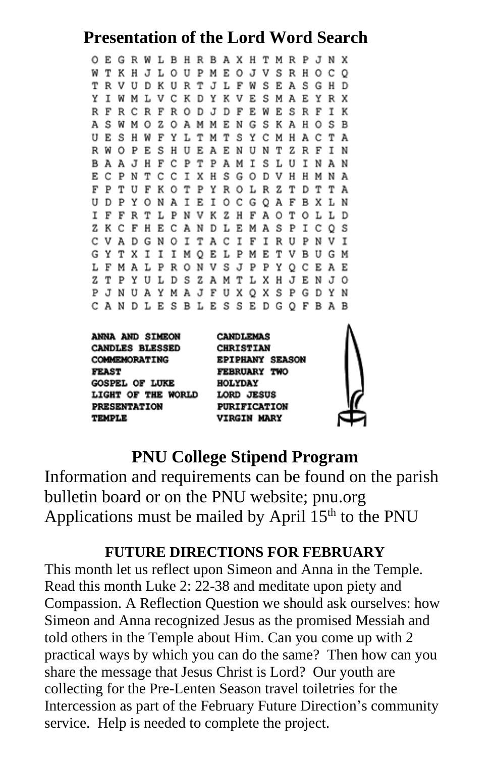## Presentation of the Lord Word Search

```
O E G R W L B H R B A X H T M R P J N X
W T K H J L O U P M E O J V S R H O C Q
T R V U D K U R T J L F W S E A S G H D
Y I W M L V C K D Y K V E S M A E Y R X
R F R C R F R O D J D F E W E S R F I K
A S W M O Z O A M M E N G S K A H O S B
U E S H W F Y L T M T S Y C M H A C T A
R W O P E S H U E A E N U N T Z R F I N
B A A J H F C P T P A M I S L U I N A N
E C P N T C C I X H S G O D V H H M N A
F P T U F K O T P Y R O L R Z T D T T A
U D P Y O N A I E I O C G Q A F B X L N
I F F R T L P N V K Z H F A O T O L L D
Z K C F H E C A N D L E M A S P I C Q S
C V A D G N O I T A C I F I R U P N V I
G Y T X I I I M Q E L P M E T V B U G M
L F M A L P R O N V S J P P Y Q C E A E
Z T P Y U L D S Z A M T L X H J E N J O
P J N U A Y M A J F U X Q X S P G D Y N
C A N D L E S B L E S S E D G Q F B A B
```

| | |
|---|---|
| ANNA AND SIMEON | CANDLEMAS |
| CANDLES BLESSED | CHRISTIAN |
| COMMEMORATING | EPIPHANY SEASON |
| FEAST | FEBRUARY TWO |
| GOSPEL OF LUKE | HOLYDAY |
| LIGHT OF THE WORLD | LORD JESUS |
| PRESENTATION | PURIFICATION |
| TEMPLE | VIRGIN MARY |

## PNU College Stipend Program

Information and requirements can be found on the parish bulletin board or on the PNU website; pnu.org
Applications must be mailed by April 15th to the PNU

### FUTURE DIRECTIONS FOR FEBRUARY

This month let us reflect upon Simeon and Anna in the Temple. Read this month Luke 2: 22-38 and meditate upon piety and Compassion. A Reflection Question we should ask ourselves: how Simeon and Anna recognized Jesus as the promised Messiah and told others in the Temple about Him. Can you come up with 2 practical ways by which you can do the same? Then how can you share the message that Jesus Christ is Lord? Our youth are collecting for the Pre-Lenten Season travel toiletries for the Intercession as part of the February Future Direction's community service. Help is needed to complete the project.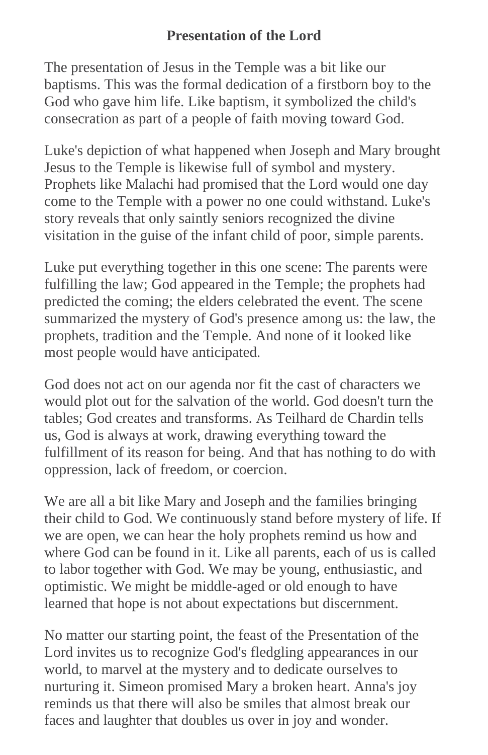**Presentation of the Lord**

The presentation of Jesus in the Temple was a bit like our baptisms. This was the formal dedication of a firstborn boy to the God who gave him life. Like baptism, it symbolized the child's consecration as part of a people of faith moving toward God.

Luke's depiction of what happened when Joseph and Mary brought Jesus to the Temple is likewise full of symbol and mystery. Prophets like Malachi had promised that the Lord would one day come to the Temple with a power no one could withstand. Luke's story reveals that only saintly seniors recognized the divine visitation in the guise of the infant child of poor, simple parents.

Luke put everything together in this one scene: The parents were fulfilling the law; God appeared in the Temple; the prophets had predicted the coming; the elders celebrated the event. The scene summarized the mystery of God's presence among us: the law, the prophets, tradition and the Temple. And none of it looked like most people would have anticipated.

God does not act on our agenda nor fit the cast of characters we would plot out for the salvation of the world. God doesn't turn the tables; God creates and transforms. As Teilhard de Chardin tells us, God is always at work, drawing everything toward the fulfillment of its reason for being. And that has nothing to do with oppression, lack of freedom, or coercion.

We are all a bit like Mary and Joseph and the families bringing their child to God. We continuously stand before mystery of life. If we are open, we can hear the holy prophets remind us how and where God can be found in it. Like all parents, each of us is called to labor together with God. We may be young, enthusiastic, and optimistic. We might be middle-aged or old enough to have learned that hope is not about expectations but discernment.

No matter our starting point, the feast of the Presentation of the Lord invites us to recognize God's fledgling appearances in our world, to marvel at the mystery and to dedicate ourselves to nurturing it. Simeon promised Mary a broken heart. Anna's joy reminds us that there will also be smiles that almost break our faces and laughter that doubles us over in joy and wonder.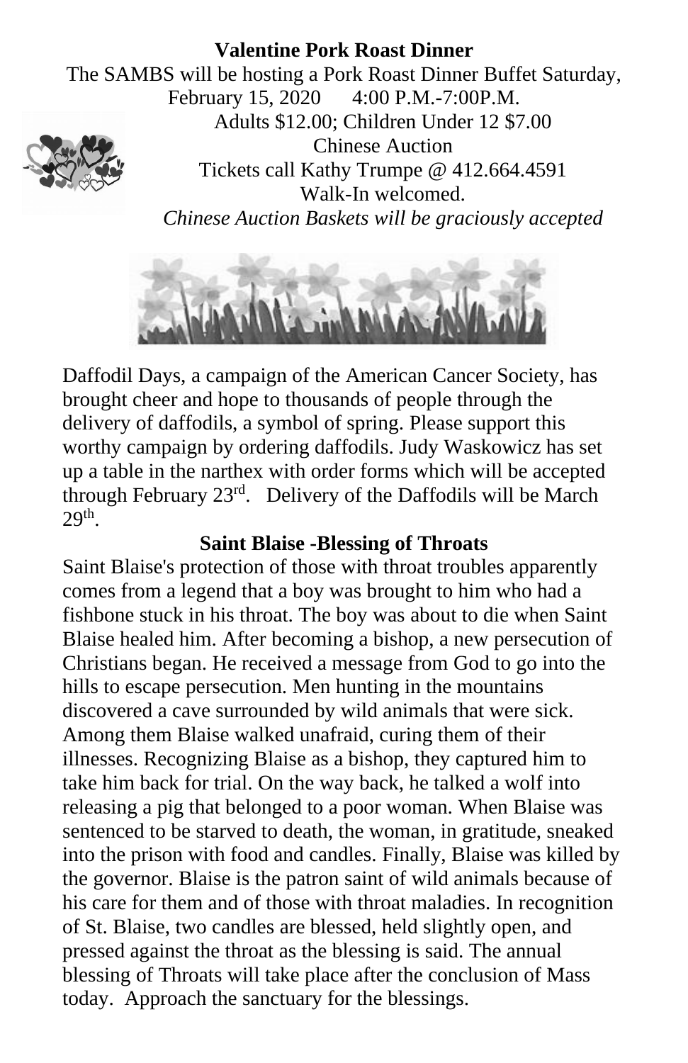**Valentine Pork Roast Dinner**

The SAMBS will be hosting a Pork Roast Dinner Buffet Saturday, February 15, 2020 4:00 P.M.-7:00P.M.

Adults $12.00; Children Under 12 $7.00

Chinese Auction

Tickets call Kathy Trumpe @ 412.664.4591

Walk-In welcomed.

*Chinese Auction Baskets will be graciously accepted*

Daffodil Days, a campaign of the American Cancer Society, has brought cheer and hope to thousands of people through the delivery of daffodils, a symbol of spring. Please support this worthy campaign by ordering daffodils. Judy Waskowicz has set up a table in the narthex with order forms which will be accepted through February 23rd. Delivery of the Daffodils will be March 29th.

**Saint Blaise -Blessing of Throats**

Saint Blaise's protection of those with throat troubles apparently comes from a legend that a boy was brought to him who had a fishbone stuck in his throat. The boy was about to die when Saint Blaise healed him. After becoming a bishop, a new persecution of Christians began. He received a message from God to go into the hills to escape persecution. Men hunting in the mountains discovered a cave surrounded by wild animals that were sick. Among them Blaise walked unafraid, curing them of their illnesses. Recognizing Blaise as a bishop, they captured him to take him back for trial. On the way back, he talked a wolf into releasing a pig that belonged to a poor woman. When Blaise was sentenced to be starved to death, the woman, in gratitude, sneaked into the prison with food and candles. Finally, Blaise was killed by the governor. Blaise is the patron saint of wild animals because of his care for them and of those with throat maladies. In recognition of St. Blaise, two candles are blessed, held slightly open, and pressed against the throat as the blessing is said. The annual blessing of Throats will take place after the conclusion of Mass today. Approach the sanctuary for the blessings.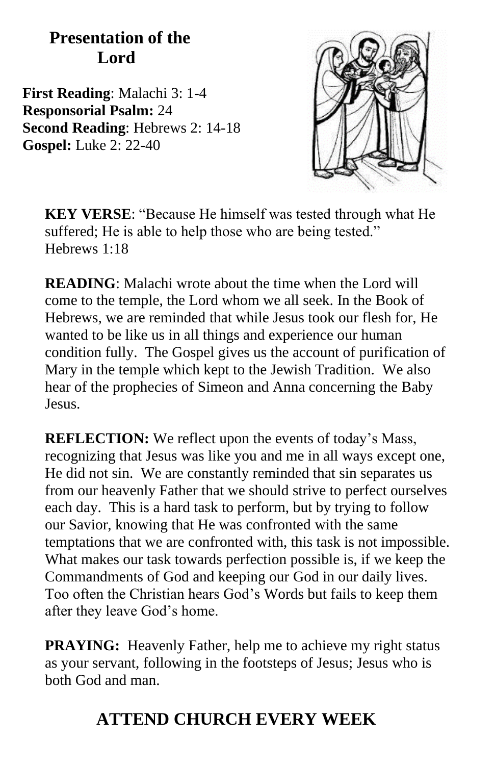## Presentation of the Lord

**First Reading**: Malachi 3: 1-4
**Responsorial Psalm:** 24
**Second Reading**: Hebrews 2: 14-18
**Gospel:** Luke 2: 22-40

**KEY VERSE**: "Because He himself was tested through what He suffered; He is able to help those who are being tested." Hebrews 1:18

**READING**: Malachi wrote about the time when the Lord will come to the temple, the Lord whom we all seek. In the Book of Hebrews, we are reminded that while Jesus took our flesh for, He wanted to be like us in all things and experience our human condition fully. The Gospel gives us the account of purification of Mary in the temple which kept to the Jewish Tradition. We also hear of the prophecies of Simeon and Anna concerning the Baby Jesus.

**REFLECTION:** We reflect upon the events of today's Mass, recognizing that Jesus was like you and me in all ways except one, He did not sin. We are constantly reminded that sin separates us from our heavenly Father that we should strive to perfect ourselves each day. This is a hard task to perform, but by trying to follow our Savior, knowing that He was confronted with the same temptations that we are confronted with, this task is not impossible. What makes our task towards perfection possible is, if we keep the Commandments of God and keeping our God in our daily lives. Too often the Christian hears God's Words but fails to keep them after they leave God's home.

**PRAYING:** Heavenly Father, help me to achieve my right status as your servant, following in the footsteps of Jesus; Jesus who is both God and man.

## ATTEND CHURCH EVERY WEEK